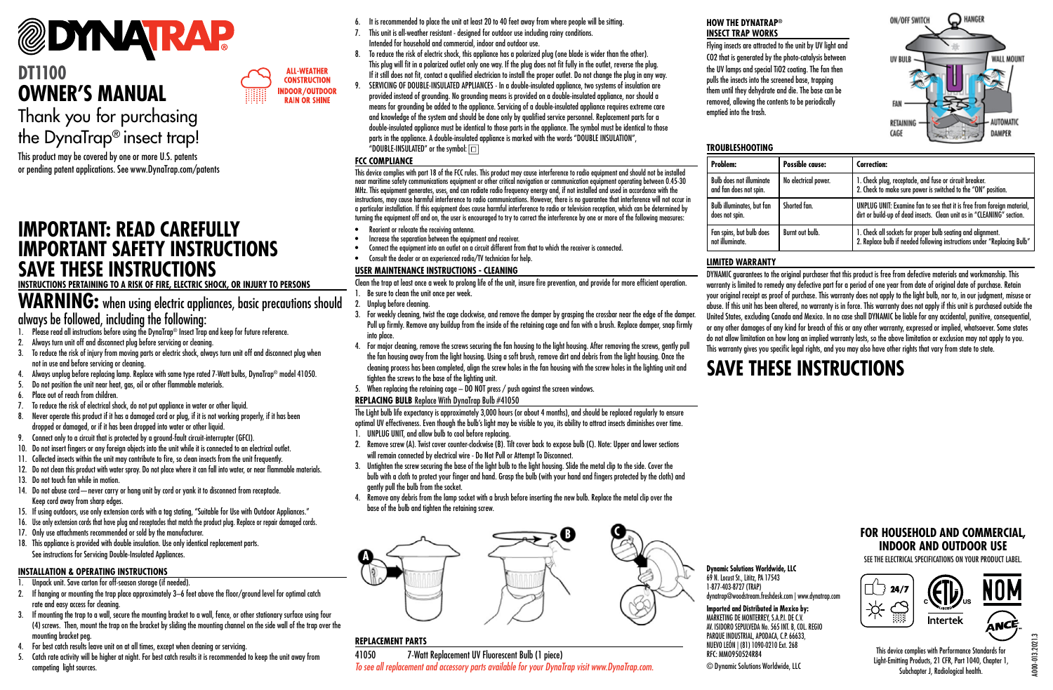# DYNATRAP

## DT1100
## OWNER'S MANUAL

ALL-WEATHER CONSTRUCTION
INDOOR/OUTDOOR
RAIN OR SHINE

Thank you for purchasing the DynaTrap® insect trap!

This product may be covered by one or more U.S. patents or pending patent applications. See www.DynaTrap.com/patents

# IMPORTANT: READ CAREFULLY
# IMPORTANT SAFETY INSTRUCTIONS
# SAVE THESE INSTRUCTIONS

**INSTRUCTIONS PERTAINING TO A RISK OF FIRE, ELECTRIC SHOCK, OR INJURY TO PERSONS**

## WARNING: when using electric appliances, basic precautions should always be followed, including the following:

1. Please read all instructions before using the DynaTrap® Insect Trap and keep for future reference.
2. Always turn unit off and disconnect plug before servicing or cleaning.
3. To reduce the risk of injury from moving parts or electric shock, always turn unit off and disconnect plug when not in use and before servicing or cleaning.
4. Always unplug before replacing lamp. Replace with same type rated 7-Watt bulbs, DynaTrap® model 41050.
5. Do not position the unit near heat, gas, oil or other flammable materials.
6. Place out of reach from children.
7. To reduce the risk of electrical shock, do not put appliance in water or other liquid.
8. Never operate this product if it has a damaged cord or plug, if it is not working properly, if it has been dropped or damaged, or if it has been dropped into water or other liquid.
9. Connect only to a circuit that is protected by a ground-fault circuit-interrupter (GFCI).
10. Do not insert fingers or any foreign objects into the unit while it is connected to an electrical outlet.
11. Collected insects within the unit may contribute to fire, so clean insects from the unit frequently.
12. Do not clean this product with water spray. Do not place where it can fall into water, or near flammable materials.
13. Do not touch fan while in motion.
14. Do not abuse cord—never carry or hang unit by cord or yank it to disconnect from receptacle. Keep cord away from sharp edges.
15. If using outdoors, use only extension cords with a tag stating, "Suitable for Use with Outdoor Appliances."
16. Use only extension cords that have plug and receptacles that match the product plug. Replace or repair damaged cords.
17. Only use attachments recommended or sold by the manufacturer.
18. This appliance is provided with double insulation. Use only identical replacement parts. See instructions for Servicing Double-Insulated Appliances.

### INSTALLATION & OPERATING INSTRUCTIONS

1. Unpack unit. Save carton for off-season storage (if needed).
2. If hanging or mounting the trap place approximately 3–6 feet above the floor/ground level for optimal catch rate and easy access for cleaning.
3. If mounting the trap to a wall, secure the mounting bracket to a wall, fence, or other stationary surface using four (4) screws. Then, mount the trap on the bracket by sliding the mounting channel on the side wall of the trap over the mounting bracket peg.
4. For best catch results leave unit on at all times, except when cleaning or servicing.
5. Catch rate activity will be higher at night. For best catch results it is recommended to keep the unit away from competing light sources.
6. It is recommended to place the unit at least 20 to 40 feet away from where people will be sitting.
7. This unit is all-weather resistant - designed for outdoor use including rainy conditions. Intended for household and commercial, indoor and outdoor use.
8. To reduce the risk of electric shock, this appliance has a polarized plug (one blade is wider than the other). This plug will fit in a polarized outlet only one way. If the plug does not fit fully in the outlet, reverse the plug. If it still does not fit, contact a qualified electrician to install the proper outlet. Do not change the plug in any way.
9. SERVICING OF DOUBLE-INSULATED APPLIANCES - In a double-insulated appliance, two systems of insulation are provided instead of grounding. No grounding means is provided on a double-insulated appliance, nor should a means for grounding be added to the appliance. Servicing of a double-insulated appliance requires extreme care and knowledge of the system and should be done only by qualified service personnel. Replacement parts for a double-insulated appliance must be identical to those parts in the appliance. The symbol must be identical to those parts in the appliance. A double-insulated appliance is marked with the words "DOUBLE INSULATION", "DOUBLE-INSULATED" or the symbol: ⧈

### FCC COMPLIANCE

This device complies with part 18 of the FCC rules. This product may cause interference to radio equipment and should not be installed near maritime safety communications equipment or other critical navigation or communication equipment operating between 0.45-30 MHz. This equipment generates, uses, and can radiate radio frequency energy and, if not installed and used in accordance with the instructions, may cause harmful interference to radio communications. However, there is no guarantee that interference will not occur in a particular installation. If this equipment does cause harmful interference to radio or television reception, which can be determined by turning the equipment off and on, the user is encouraged to try to correct the interference by one or more of the following measures:

- Reorient or relocate the receiving antenna.
- Increase the separation between the equipment and receiver.
- Connect the equipment into an outlet on a circuit different from that to which the receiver is connected.
- Consult the dealer or an experienced radio/TV technician for help.

### USER MAINTENANCE INSTRUCTIONS - CLEANING

Clean the trap at least once a week to prolong life of the unit, insure fire prevention, and provide for more efficient operation.

1. Be sure to clean the unit once per week.
2. Unplug before cleaning.
3. For weekly cleaning, twist the cage clockwise, and remove the damper by grasping the crossbar near the edge of the damper. Pull up firmly. Remove any buildup from the inside of the retaining cage and fan with a brush. Replace damper, snap firmly into place.
4. For major cleaning, remove the screws securing the fan housing to the light housing. After removing the screws, gently pull the fan housing away from the light housing. Using a soft brush, remove dirt and debris from the light housing. Once the cleaning process has been completed, align the screw holes in the fan housing with the screw holes in the lighting unit and tighten the screws to the base of the lighting unit.
5. When replacing the retaining cage – DO NOT press / push against the screen windows.

### REPLACING BULB Replace With DynaTrap Bulb #41050

The Light bulb life expectancy is approximately 3,000 hours (or about 4 months), and should be replaced regularly to ensure optimal UV effectiveness. Even though the bulb's light may be visible to you, its ability to attract insects diminishes over time.

1. UNPLUG UNIT, and allow bulb to cool before replacing.
2. Remove screw (A). Twist cover counter-clockwise (B). Tilt cover back to expose bulb (C). Note: Upper and lower sections will remain connected by electrical wire - Do Not Pull or Attempt To Disconnect.
3. Untighten the screw securing the base of the light bulb to the light housing. Slide the metal clip to the side. Cover the bulb with a cloth to protect your finger and hand. Grasp the bulb (with your hand and fingers protected by the cloth) and gently pull the bulb from the socket.
4. Remove any debris from the lamp socket with a brush before inserting the new bulb. Replace the metal clip over the base of the bulb and tighten the retaining screw.

A B C

### REPLACEMENT PARTS

41050 7-Watt Replacement UV Fluorescent Bulb (1 piece)

*To see all replacement and accessory parts available for your DynaTrap visit www.DynaTrap.com.*

### HOW THE DYNATRAP® INSECT TRAP WORKS

Flying insects are attracted to the unit by UV light and CO2 that is generated by the photo-catalysis between the UV lamps and special TiO2 coating. The fan then pulls the insects into the screened base, trapping them until they dehydrate and die. The base can be removed, allowing the contents to be periodically emptied into the trash.

ON/OFF SWITCH, HANGER, UV BULB, WALL MOUNT, FAN, RETAINING CAGE, AUTOMATIC DAMPER

### TROUBLESHOOTING

| Problem: | Possible cause: | Correction: |
|---|---|---|
| Bulb does not illuminate and fan does not spin. | No electrical power. | 1. Check plug, receptacle, and fuse or circuit breaker. 2. Check to make sure power is switched to the "ON" position. |
| Bulb illuminates, but fan does not spin. | Shorted fan. | UNPLUG UNIT: Examine fan to see that it is free from foreign material, dirt or build-up of dead insects. Clean unit as in "CLEANING" section. |
| Fan spins, but bulb does not illuminate. | Burnt out bulb. | 1. Check all sockets for proper bulb seating and alignment. 2. Replace bulb if needed following instructions under "Replacing Bulb" |

### LIMITED WARRANTY

DYNAMIC guarantees to the original purchaser that this product is free from defective materials and workmanship. This warranty is limited to remedy any defective part for a period of one year from date of original date of purchase. Retain your original receipt as proof of purchase. This warranty does not apply to the light bulb, nor to, in our judgment, misuse or abuse. If this unit has been altered, no warranty is in force. This warranty does not apply if this unit is purchased outside the United States, excluding Canada and Mexico. In no case shall DYNAMIC be liable for any accidental, punitive, consequential, or any other damages of any kind for breach of this or any other warranty, expressed or implied, whatsoever. Some states do not allow limitation on how long an implied warranty lasts, so the above limitation or exclusion may not apply to you. This warranty gives you specific legal rights, and you may also have other rights that vary from state to state.

# SAVE THESE INSTRUCTIONS

**Dynamic Solutions Worldwide, LLC**
69 N. Locust St., Lititz, PA 17543
1-877-403-8727 (TRAP)
dynatrap@woodstream.freshdesk.com | www.dynatrap.com

**Imported and Distributed in Mexico by:**
MARKETING DE MONTERREY, S.A.P.I. DE C.V.
AV. ISIDORO SEPULVEDA No. 565 INT. B, COL. REGIO PARQUE INDUSTRIAL, APODACA, C.P. 66633, NUEVO LEÓN | (81) 1090-0210 Ext. 268
RFC: MMO950524R84

© Dynamic Solutions Worldwide, LLC

## FOR HOUSEHOLD AND COMMERCIAL, INDOOR AND OUTDOOR USE

SEE THE ELECTRICAL SPECIFICATIONS ON YOUR PRODUCT LABEL.

24/7 — Intertek — NOM — ANCE

This device complies with Performance Standards for Light-Emitting Products, 21 CFR, Part 1040, Chapter 1, Subchapter J, Radiological health.

A000-013.2021.3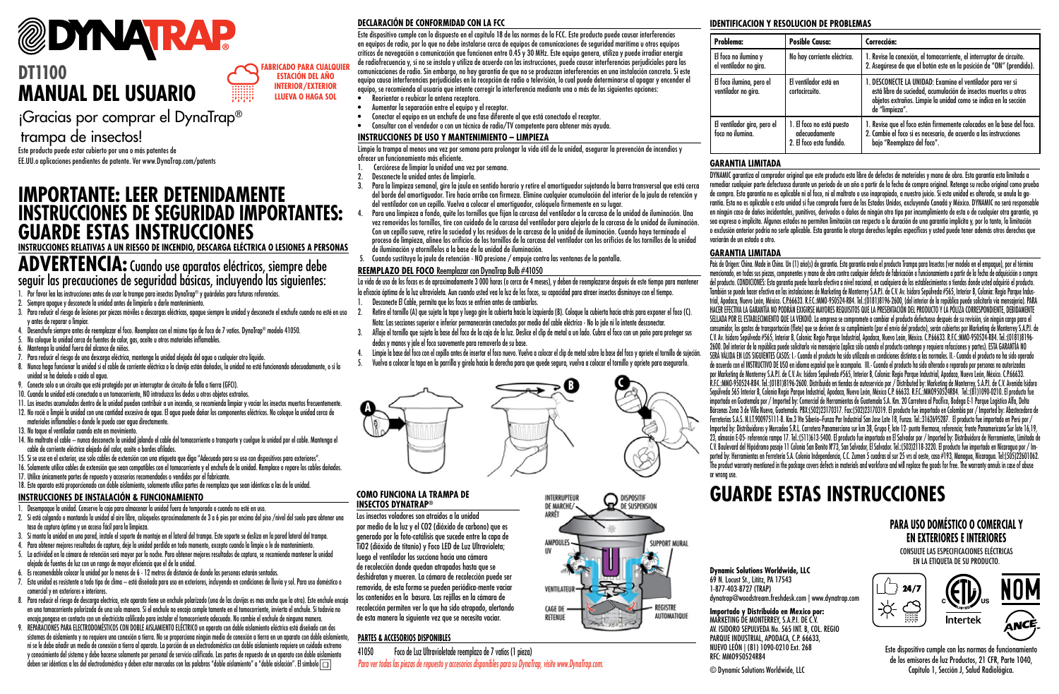# DYNATRAP

## DT1100
## MANUAL DEL USUARIO

FABRICADO PARA CUALQUIER ESTACIÓN DEL AÑO INTERIOR/EXTERIOR LLUEVA O HAGA SOL

¡Gracias por comprar el DynaTrap® trampa de insectos!

Este producto puede estar cubierto por uno o más patentes de EE.UU.o aplicaciones pendientes de patente. Ver www.DynaTrap.com/patents

# IMPORTANTE: LEER DETENIDAMENTE INSTRUCCIONES DE SEGURIDAD IMPORTANTES: GUARDE ESTAS INSTRUCCIONES

### INSTRUCCIONES RELATIVAS A UN RIESGO DE INCENDIO, DESCARGA ELÉCTRICA O LESIONES A PERSONAS

## ADVERTENCIA: Cuando use aparatos eléctricos, siempre debe seguir las precauciones de seguridad básicas, incluyendo las siguientes:

1. Por favor lea las instrucciones antes de usar la trampa para insectos DynaTrap® y guárdelas para futuras referencias.
2. Siempre apague y desconecte la unidad antes de limpiarla o darle mantenimiento.
3. Para reducir el riesgo de lesiones por piezas móviles o descargas eléctricas, apague siempre la unidad y desconecte el enchufe cuando no esté en uso y antes de reparar o limpiar.
4. Desenchufe siempre antes de reemplazar el foco. Reemplace con el mismo tipo de foco de 7 vatios. DynaTrap® modelo 41050.
5. No coloque la unidad cerca de fuentes de calor, gas, aceite u otros materiales inflamables.
6. Mantenga la unidad fuera del alcance de niños.
7. Para reducir el riesgo de una descarga eléctrica, mantenga la unidad alejada del agua o cualquier otro líquido.
8. Nunca haga funcionar la unidad si el cable de corriente eléctrica o la clavija están dañados, la unidad no está funcionando adecuadamente, o si la unidad se ha dañado o caído al agua.
9. Conecte solo a un circuito que esté protegido por un interruptor de circuito de falla a tierra (GFCI).
10. Cuando la unidad esté conectada a un tomacorriente, NO introduzca los dedos u otros objetos extraños.
11. Los insectos acumulados dentro de la unidad pueden contribuir a un incendio, se recomienda limpiar y vaciar los insectos muertos frecuentemente.
12. No rocíe o limpie la unidad con una cantidad excesiva de agua. El agua puede dañar los componentes eléctricos. No coloque la unidad cerca de materiales inflamables o donde le pueda caer agua directamente.
13. No toque el ventilador cuando este en movimiento.
14. No maltrate el cable – nunca desconecte la unidad jalando el cable del tomacorriente o transporte y cuelgue la unidad por el cable. Mantenga el cable de corriente eléctrica alejado del calor, aceite o bordes afilados.
15. Si se usa en el exterior, use solo cables de extensión con una etiqueta que diga "Adecuado para su uso con dispositivos para exteriores".
16. Solamente utilice cables de extensión que sean compatibles con el tomacorriente y el enchufe de la unidad. Remplace o repare los cables dañados.
17. Utilice únicamente partes de repuesto y accesorios recomendados o vendidos por el fabricante.
18. Este aparato está proporcionado con doble aislamiento, solamente utilice partes de reemplazo que sean idénticas a las de la unidad.

### INSTRUCCIONES DE INSTALACIÓN & FUNCIONAMIENTO

1. Desempaque la unidad. Conserve la caja para almacenar la unidad fuera de temporada o cuando no esté en uso.
2. Si está colgando o montando la unidad al aire libre, colóquelos aproximadamente de 3 a 6 pies por encima del piso /nivel del suelo para obtener una tasa de captura óptima y un acceso fácil para la limpieza.
3. Si monta la unidad en una pared, instale el soporte de montaje en el lateral del trampa. Este soporte se desliza en la pared lateral del trampa.
4. Para obtener mejores resultados de captura, deje la unidad perdida en todo momento, excepto cuando la limpie o le de mantenimiento.
5. La actividad en la cámara de retención será mayor por la noche. Para obtener mejores resultados de captura, se recomienda mantener la unidad alejada de fuentes de luz con un rango de mayor eficiencia que el de la unidad.
6. Es recomendable colocar la unidad por lo menos de 6 - 12 metros de distancia de donde las personas estarán sentadas.
7. Esta unidad es resistente a todo tipo de clima – está diseñada para uso en exteriores, incluyendo en condiciones de lluvia y sol. Para uso doméstico o comercial y en exteriores e interiores.
8. Para reducir el riesgo de descarga electrica, este aparato tiene un enchufe polarizado (una de las clavijas es mas ancha que la otra). Este enchufe encaja en una tomacorriente polarizada de una solo manera. Si el enchufe no encaja complo tamente en el tomacorriente, invierta el enchufe. Si todavia no encaja,pongase en contacto con un electricista calificado para instalar el tomacorriente adecuado. No cambie el enchufe de ninguna manera.
9. REPARACIONES PARA ELECTRODOMÉSTICOS CON DOBLE AISLAMIENTO ELÉCTRICO un aparato con doble aislamiento eléctrico está diseñado con dos sistemas de aislamiento y no requiere una conexión a tierra. No se proporciona ningún medio de conexión a tierra en un aparato con doble aislamiento, ni se le debe añadir un medio de conexión a tierra al aparato. La porción de un electrodoméstico con doble aislamiento requiere un cuidado extremo y conocimiento del sistema y debe hacerse solamente por personal de servicio calificado. Las partes de repuesto de un aparato con doble aislamiento deben ser idénticas a las del electrodoméstico y deben estar marcadas con las palabras "doble aislamiento" o "doble aislación". El símbolo ▢

### DECLARACIÓN DE CONFORMIDAD CON LA FCC

Este dispositivo cumple con lo dispuesto en el capítulo 18 de las normas de la FCC. Este producto puede causar interferencias en equipos de radio, por lo que no debe instalarse cerca de equipos de comunicaciones de seguridad marítima u otros equipos críticos de navegación o comunicación que funcionen entre 0.45 y 30 MHz. Este equipo genera, utiliza y puede irradiar energía de radiofrecuencia y, si no se instala y utiliza de acuerdo con las instrucciones, puede causar interferencias perjudiciales para las comunicaciones de radio. Sin embargo, no hay garantía de que no se produzcan interferencias en una instalación concreta. Si este equipo causa interferencias perjudiciales en la recepción de radio o televisión, lo cual puede determinarse al apagar y encender el equipo, se recomienda al usuario que intente corregir la interferencia mediante una o más de las siguientes opciones:

- Reorientar o reubicar la antena receptora.
- Aumentar la separación entre el equipo y el receptor.
- Conectar el equipo en un enchufe de una fase diferente al que está conectado el receptor.
- Consultar con el vendedor o con un técnico de radio/TV competente para obtener más ayuda.

### INSTRUCCIONES DE USO Y MANTENIMIENTO – LIMPIEZA

Limpie la trampa al menos una vez por semana para prolongar la vida útil de la unidad, asegurar la prevención de incendios y ofrecer un funcionamiento más eficiente.

1. Cerciórese de limpiar la unidad una vez por semana.
2. Desconecte la unidad antes de limpiarla.
3. Para la limpieza semanal, gire la jaula en sentido horario y retire el amortiguador sujetando la barra transversal que está cerca del borde del amortiguador. Tire hacia arriba con firmeza. Elimine cualquier acumulación del interior de la jaula de retención y del ventilador con un cepillo. Vuelva a colocar el amortiguador, colóquelo firmemente en su lugar.
4. Para una limpieza a fondo, quite los tornillos que fijan la carcasa del ventilador a la carcasa de la unidad de iluminación. Una vez removidos los tornillos, tire con cuidado de la carcasa del ventilador para alejarla de la carcasa de la unidad de iluminación. Con un cepillo suave, retire la suciedad y los residuos de la carcasa de la unidad de iluminación. Cuando haya terminado el proceso de limpieza, alinee los orificios de los tornillos de la carcasa del ventilador con los orificios de los tornillos de la unidad de iluminación y atornillelos a la base de la unidad de iluminación.
5. Cuando sustituya la jaula de retención - NO presione / empuje contra las ventanas de la pantalla.

### REEMPLAZO DEL FOCO Reemplazar con DynaTrap Bulb #41050

La vida de uso de los focos es de aproximadamente 3 000 horas (o cerca de 4 meses), y deben de reemplazarse después de este tiempo para mantener la eficacia óptima de la luz ultravioleta. Aun cuando usted vea la luz de los focos, su capacidad para atraer insectos disminuye con el tiempo.

1. Desconecte El Cable, permita que los focos se enfríen antes de cambiarlos.
2. Retire el tornillo (A) que sujeta la tapa y luego gire la cubierta hacia la izquierda (B). Coloque la cubierta hacia atrás para exponer el foco (C). Nota: Las secciones superior e inferior permanecerán conectados por medio del cable eléctrico - No lo jale ni lo intente desconectar.
3. Afloje el tornillo que sujeta la base del foco de la caja de la luz. Deslice el clip de metal a un lado. Cubra el foco con un paño para proteger sus dedos y mano y jale el foco suavemente para removerlo de su base.
4. Limpie la base del foco con el cepillo antes de insertar el foco nuevo. Vuelva a colocar el clip de metal sobre la base del foco y apriete el tornillo de sujeción.
5. Vuelva a colocar la tapa en la parrilla y gírela hacia la derecha para que quede segura, vuelva a colocar el tornillo y apriete para asegurarlo.

A B C

### COMO FUNCIONA LA TRAMPA DE INSECTOS DYNATRAP®

Los insectos voladores son atraídos a la unidad por medio de la luz y el CO2 (dióxido de carbono) que es generado por la foto-catálisis que sucede entre la capa de TiO2 (dióxido de titanio) y Foco LED de Luz Ultravioleta; luego el ventilador los succiona hacia una cámara de recolección donde quedan atrapados hasta que se deshidratan y mueren. La cámara de recolección puede ser removida, de esta forma se pueden periódica-mente vaciar los contenidos en la basura. Las rejillas en la cámara de recolección permiten ver lo que ha sido atrapado, alertando de esta manera la siguiente vez que se necesita vaciar.

INTERRUPTEUR DE MARCHE/ARRÊT
DISPOSITIF DE SUSPENSION
AMPOULES UV
SUPPORT MURAL
VENTILATEUR
CAGE DE RETENUE
REGISTRE AUTOMATIQUE

### PARTES & ACCESORIOS DISPONIBLES

41050 Foco de Luz Ultravioletade reemplazo de 7 vatios (1 pieza)

*Para ver todas las piezas de repuesto y accesorios disponibles para su DynaTrap, visite www.DynaTrap.com.*

### IDENTIFICACION Y RESOLUCION DE PROBLEMAS

| Problema: | Posible Causa: | Corrección: |
|---|---|---|
| El foco no ilumina y el ventilador no gira. | No hay corriente eléctrica. | 1. Revise la conexión, el tomacorriente, el interruptor de circuito. 2. Asegúrese de que el botón este en la posición de "ON" (prendido). |
| El foco ilumina, pero el ventilador no gira. | El ventilador está en cortocircuito. | 1. DESCONECTE LA UNIDAD: Examine el ventilador para ver si está libre de suciedad, acumulación de insectos muertos u otros objetos extraños. Limpie la unidad como se indica en la sección de "limpieza". |
| El ventilador gira, pero el foco no ilumina. | 1. El foco no está puesto adecuadamente 2. El foco esta fundido. | 1. Revise que el foco estén firmemente colocados en la base del foco. 2. Cambie el foco si es necesario, de acuerdo a las instrucciones bajo "Reemplazo del foco". |

### GARANTIA LIMITADA

DYNAMIC garantiza al comprador original que este producto esta libre de defectos de materiales y mano de obra. Esta garantía esta limitada a remediar cualquier parte defectuosa durante un periodo de un año a partir de la fecha de compra original. Retenga su recibo original como prueba de compra. Esta garantía no es aplicable ni al foco, ni al maltrato o uso inapropiado, a nuestro juicio. Si esta unidad es alterada, se anula la garantía. Esta no es aplicable a esta unidad si fue comprada fuera de los Estados Unidos, excluyendo Canadá y México. DYNAMIC no será responsable en ningún caso de daños incidentales, punitivos, derivados o daños de ningún otro tipo por incumplimiento de esta o de cualquier otra garantía, ya sea expresa o implícita. Algunos estados no permiten limitación con respecto a la duración de una garantía implícita y, por lo tanto, la limitación o exclusión anterior podría no serle aplicable. Esta garantía le otorga derechos legales específicos y usted puede tener además otros derechos que variarán de un estado a otro.

### GARANTIA LIMITADA

País de Origen: China. Made in China. Un (1) año(s) de garantía. Esta garantía avala el producto Trampa para Insectos (ver modelo en el empaque), por el término mencionado, en todas sus piezas, componentes y mano de obra contra cualquier defecto de fabricación o funcionamiento a partir de la fecha de adquisición o compra del producto. CONDICIONES: Esta garantía puede hacerla efectiva a nivel nacional, en cualquiera de los establecimientos o tiendas donde usted adquirió el producto. También se puede hacer efectiva en las instalaciones de Marketing de Monterrey S.A.P.I. de C.V. Av. Isidoro Sepúlveda #565, Interior B, Colonia: Regio Parque Industrial, Apodaca, Nuevo León, México. C.P.66633. R.F.C.:MMO-950524-R84. Tel.:(0181)8196-2600, (del interior de la república puede solicitarlo vía mensajería). PARA HACER EFECTIVA LA GARANTÍA NO PODRÁN EXIGIRSE MAYORES REQUISITOS QUE LA PRESENTACIÓN DEL PRODUCTO Y LA PÓLIZA CORRESPONDIENTE, DEBIDAMENTE SELLADA POR EL ESTABLECIMIENTO QUE LO VENDIÓ. La empresa se compromete a cambiar el producto defectuoso después de su revisión, sin ningún cargo para el consumidor, los gastos de transportación (flete) que se deriven de su cumplimiento (por el envío del producto), serán cubiertos por Marketing de Monterrey S.A.P.I. de C.V. Av. Isidoro Sepúlveda #565, Interior B, Colonia: Regio Parque Industrial, Apodaca, Nuevo León, México. C.P.66633. R.F.C.:MMO-950524-R84. Tel.:(0181)8196-2600. Del interior de la república puede solicitarlo vía mensajería (aplica sólo cuando el producto contenga y requiera refacciones y partes). ESTA GARANTÍA NO SERÁ VÁLIDA EN LOS SIGUIENTES CASOS: I.- Cuando el producto ha sido utilizado en condiciones distintas a las normales. II.- Cuando el producto no ha sido operado de acuerdo con el INSTRUCTIVO DE USO en idioma español que le acompaña. III.- Cuando el producto ha sido alterado o reparado por personas no autorizadas por Marketing de Monterrey S.A.P.I. de C.V. Av. Isidoro Sepúlveda #565, Interior B, Colonia: Regio Parque Industrial, Apodaca, Nuevo León, México. C.P.66633. R.F.C.:MMO-950524-R84. Tel.:(0181)8196-2600. Distribuido en tiendas de autoservicio por / Distributed by: Marketing de Monterrey, S.A.P.I. de C.V. Avenida Isidoro Sepúlveda 565 Interior B, Colonia Regio Parque Industrial, Apodaca, Nuevo León, México C.P. 66633. R.F.C.:MMO950524R84. Tel.:(81)1090-0210. El producto fue importado en Guatemala por / Imported by: Comercial de Herramientas de Guatemala S.A. Km. 20 Carretera al Pacífico, Bodega E-1 Parque Logístico Alfa, Delta Bárcenas Zona 3 de Villa Nueva, Guatemala. PBX:(502)23170317. Fax:(502)23170319. El producto fue importado en Colombia por / Imported by: Abastecedora de Ferreterías S.A.S. N.I.T.900975111-8. Km.3 Vte Siberia–Funza Par Industrial San Jose Lote 18, Funza. Tel.:3162695287. El producto fue importado en Perú por / Imported by: Distribuidores y Mercadeo S.R.L. Carretera Panamericana sur km 38, Grupo F, lote 12- punta Hermosa, referencia; frente Panamericana Sur lote 16,19, 23, almacén E-05- referencia rampa 17. Tel.:(511)613-5400. El producto fue importado en El Salvador por / Imported by: Distribuidora de Herramientas, Limitada de C.V. Boulevard del Hipódromo pasaje 11 Colonia San Benito #773, San Salvador, El Salvador. Tel.:(503)2118-3220. El producto fue importado en Nicaragua por / Imported by: Herramientas en Ferretería S.A. Colonia Independencia, C.C. Zumen 5 cuadras al sur 25 vrs al oeste, casa #193, Managua, Nicaragua. Tel.:(505)22601062. The product warranty mentioned in the package covers defects in materials and workforce and will replace the goods for free. The warranty annuls in case of abuse or wrong use.

# GUARDE ESTAS INSTRUCCIONES

**Dynamic Solutions Worldwide, LLC**
69 N. Locust St., Lititz, PA 17543
1-877-403-8727 (TRAP)
dynatrap@woodstream.freshdesk.com | www.dynatrap.com

**Importado y Distribuido en Mexico por:**
MARKETING DE MONTERREY, S.A.P.I. DE C.V.
AV. ISIDORO SEPULVEDA No. 565 INT. B, COL. REGIO PARQUE INDUSTRIAL, APODACA, C.P. 66633, NUEVO LEÓN | (81) 1090-0210 Ext. 268
RFC: MMO950524R84

© Dynamic Solutions Worldwide, LLC

### PARA USO DOMÉSTICO O COMERCIAL Y EN EXTERIORES E INTERIORES

CONSULTE LAS ESPECIFICACIONES ELÉCTRICAS EN LA ETIQUETA DE SU PRODUCTO.

24/7 NOM Intertek ANCE

Este dispositivo cumple con las normas de funcionamiento de los emisores de luz Productos, 21 CFR, Parte 1040, Capítulo 1, Sección J, Salud Radiológica.